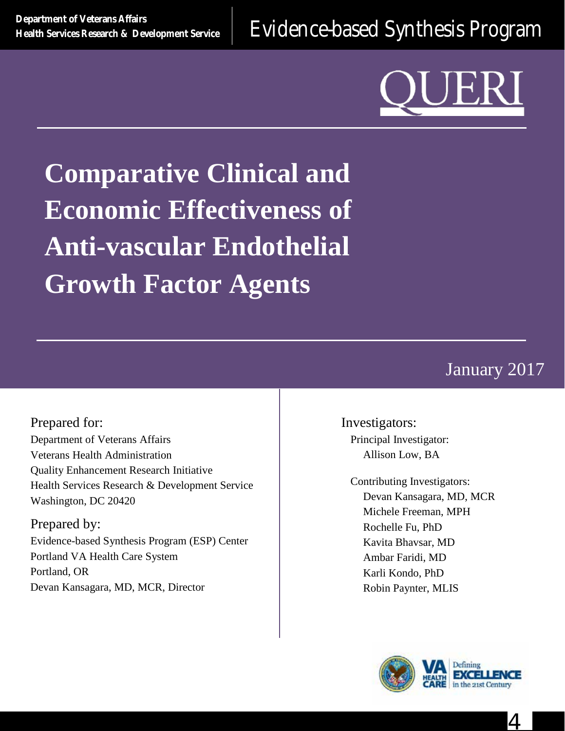Department of Veterans Affairs
Health Services Research & Development Service

Evidence-based Synthesis Program

QUERI

# Comparative Clinical and Economic Effectiveness of Anti-vascular Endothelial Growth Factor Agents

January 2017

Prepared for:
Department of Veterans Affairs
Veterans Health Administration
Quality Enhancement Research Initiative
Health Services Research & Development Service
Washington, DC 20420

Prepared by:
Evidence-based Synthesis Program (ESP) Center
Portland VA Health Care System
Portland, OR
Devan Kansagara, MD, MCR, Director

Investigators:

Principal Investigator:
Allison Low, BA

Contributing Investigators:
Devan Kansagara, MD, MCR
Michele Freeman, MPH
Rochelle Fu, PhD
Kavita Bhavsar, MD
Ambar Faridi, MD
Karli Kondo, PhD
Robin Paynter, MLIS

VA HEALTH CARE | Defining EXCELLENCE in the 21st Century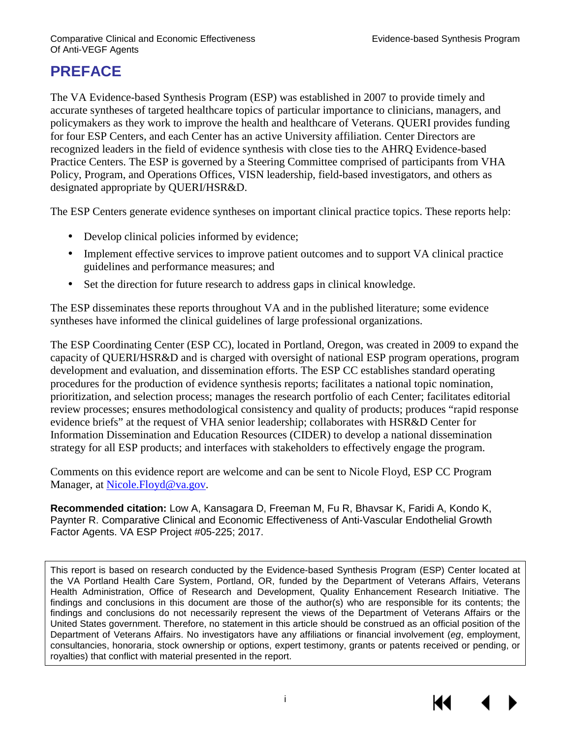# PREFACE

The VA Evidence-based Synthesis Program (ESP) was established in 2007 to provide timely and accurate syntheses of targeted healthcare topics of particular importance to clinicians, managers, and policymakers as they work to improve the health and healthcare of Veterans. QUERI provides funding for four ESP Centers, and each Center has an active University affiliation. Center Directors are recognized leaders in the field of evidence synthesis with close ties to the AHRQ Evidence-based Practice Centers. The ESP is governed by a Steering Committee comprised of participants from VHA Policy, Program, and Operations Offices, VISN leadership, field-based investigators, and others as designated appropriate by QUERI/HSR&D.

The ESP Centers generate evidence syntheses on important clinical practice topics. These reports help:

- Develop clinical policies informed by evidence;
- Implement effective services to improve patient outcomes and to support VA clinical practice guidelines and performance measures; and
- Set the direction for future research to address gaps in clinical knowledge.

The ESP disseminates these reports throughout VA and in the published literature; some evidence syntheses have informed the clinical guidelines of large professional organizations.

The ESP Coordinating Center (ESP CC), located in Portland, Oregon, was created in 2009 to expand the capacity of QUERI/HSR&D and is charged with oversight of national ESP program operations, program development and evaluation, and dissemination efforts. The ESP CC establishes standard operating procedures for the production of evidence synthesis reports; facilitates a national topic nomination, prioritization, and selection process; manages the research portfolio of each Center; facilitates editorial review processes; ensures methodological consistency and quality of products; produces "rapid response evidence briefs" at the request of VHA senior leadership; collaborates with HSR&D Center for Information Dissemination and Education Resources (CIDER) to develop a national dissemination strategy for all ESP products; and interfaces with stakeholders to effectively engage the program.

Comments on this evidence report are welcome and can be sent to Nicole Floyd, ESP CC Program Manager, at Nicole.Floyd@va.gov.

**Recommended citation:** Low A, Kansagara D, Freeman M, Fu R, Bhavsar K, Faridi A, Kondo K, Paynter R. Comparative Clinical and Economic Effectiveness of Anti-Vascular Endothelial Growth Factor Agents. VA ESP Project #05-225; 2017.

This report is based on research conducted by the Evidence-based Synthesis Program (ESP) Center located at the VA Portland Health Care System, Portland, OR, funded by the Department of Veterans Affairs, Veterans Health Administration, Office of Research and Development, Quality Enhancement Research Initiative. The findings and conclusions in this document are those of the author(s) who are responsible for its contents; the findings and conclusions do not necessarily represent the views of the Department of Veterans Affairs or the United States government. Therefore, no statement in this article should be construed as an official position of the Department of Veterans Affairs. No investigators have any affiliations or financial involvement (*eg*, employment, consultancies, honoraria, stock ownership or options, expert testimony, grants or patents received or pending, or royalties) that conflict with material presented in the report.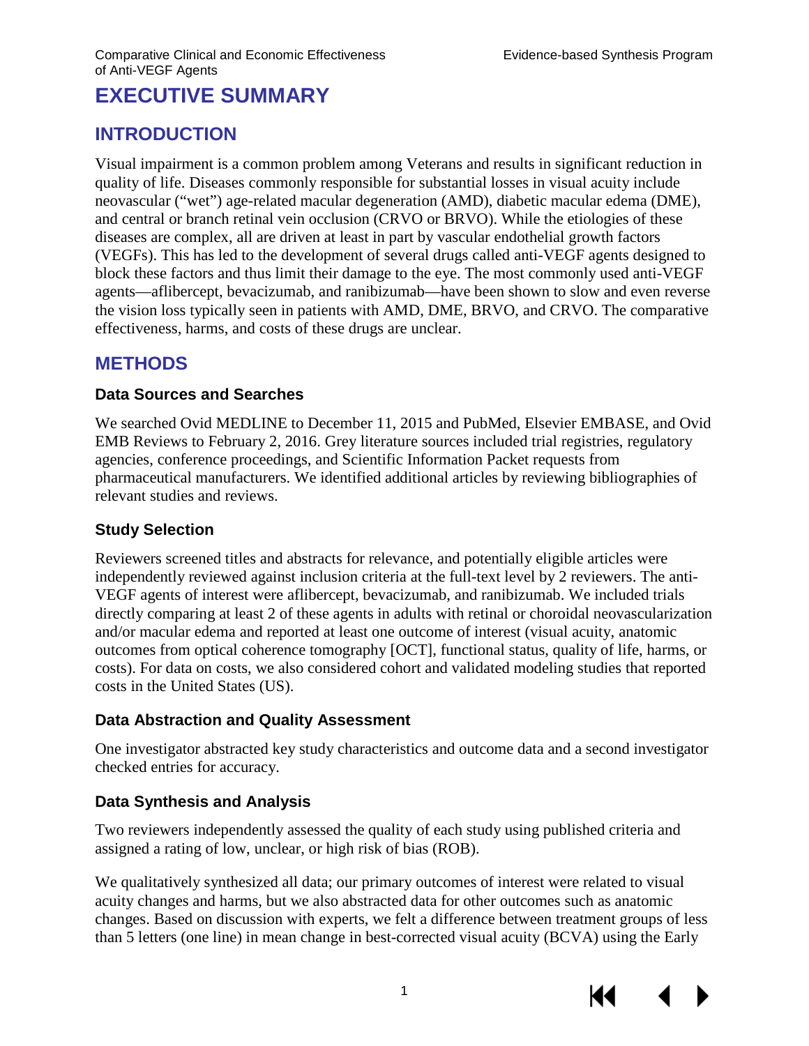# EXECUTIVE SUMMARY

## INTRODUCTION

Visual impairment is a common problem among Veterans and results in significant reduction in quality of life. Diseases commonly responsible for substantial losses in visual acuity include neovascular ("wet") age-related macular degeneration (AMD), diabetic macular edema (DME), and central or branch retinal vein occlusion (CRVO or BRVO). While the etiologies of these diseases are complex, all are driven at least in part by vascular endothelial growth factors (VEGFs). This has led to the development of several drugs called anti-VEGF agents designed to block these factors and thus limit their damage to the eye. The most commonly used anti-VEGF agents—aflibercept, bevacizumab, and ranibizumab—have been shown to slow and even reverse the vision loss typically seen in patients with AMD, DME, BRVO, and CRVO. The comparative effectiveness, harms, and costs of these drugs are unclear.

## METHODS

### Data Sources and Searches

We searched Ovid MEDLINE to December 11, 2015 and PubMed, Elsevier EMBASE, and Ovid EMB Reviews to February 2, 2016. Grey literature sources included trial registries, regulatory agencies, conference proceedings, and Scientific Information Packet requests from pharmaceutical manufacturers. We identified additional articles by reviewing bibliographies of relevant studies and reviews.

### Study Selection

Reviewers screened titles and abstracts for relevance, and potentially eligible articles were independently reviewed against inclusion criteria at the full-text level by 2 reviewers. The anti-VEGF agents of interest were aflibercept, bevacizumab, and ranibizumab. We included trials directly comparing at least 2 of these agents in adults with retinal or choroidal neovascularization and/or macular edema and reported at least one outcome of interest (visual acuity, anatomic outcomes from optical coherence tomography [OCT], functional status, quality of life, harms, or costs). For data on costs, we also considered cohort and validated modeling studies that reported costs in the United States (US).

### Data Abstraction and Quality Assessment

One investigator abstracted key study characteristics and outcome data and a second investigator checked entries for accuracy.

### Data Synthesis and Analysis

Two reviewers independently assessed the quality of each study using published criteria and assigned a rating of low, unclear, or high risk of bias (ROB).

We qualitatively synthesized all data; our primary outcomes of interest were related to visual acuity changes and harms, but we also abstracted data for other outcomes such as anatomic changes. Based on discussion with experts, we felt a difference between treatment groups of less than 5 letters (one line) in mean change in best-corrected visual acuity (BCVA) using the Early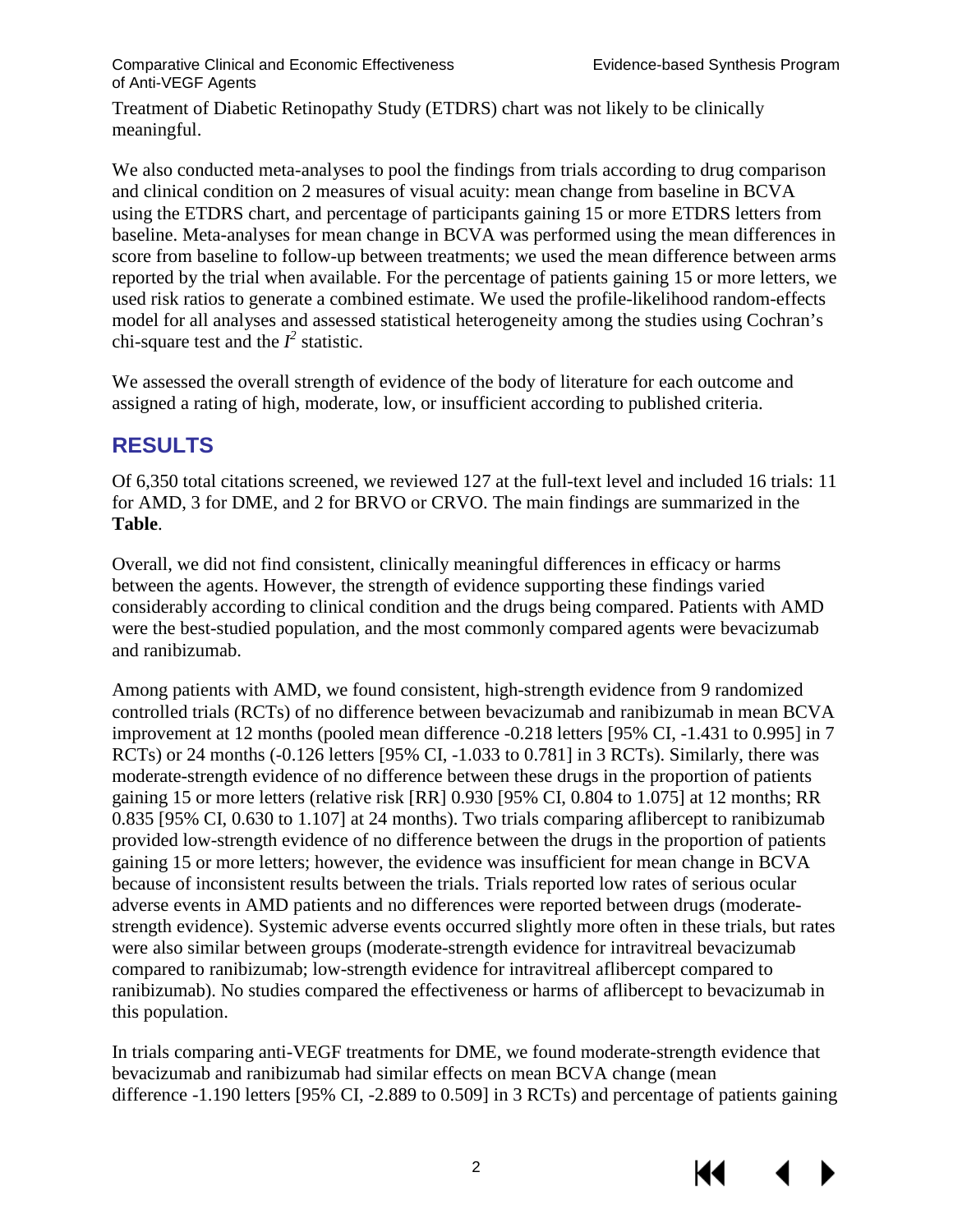Treatment of Diabetic Retinopathy Study (ETDRS) chart was not likely to be clinically meaningful.

We also conducted meta-analyses to pool the findings from trials according to drug comparison and clinical condition on 2 measures of visual acuity: mean change from baseline in BCVA using the ETDRS chart, and percentage of participants gaining 15 or more ETDRS letters from baseline. Meta-analyses for mean change in BCVA was performed using the mean differences in score from baseline to follow-up between treatments; we used the mean difference between arms reported by the trial when available. For the percentage of patients gaining 15 or more letters, we used risk ratios to generate a combined estimate. We used the profile-likelihood random-effects model for all analyses and assessed statistical heterogeneity among the studies using Cochran's chi-square test and the $I^2$ statistic.

We assessed the overall strength of evidence of the body of literature for each outcome and assigned a rating of high, moderate, low, or insufficient according to published criteria.

## RESULTS

Of 6,350 total citations screened, we reviewed 127 at the full-text level and included 16 trials: 11 for AMD, 3 for DME, and 2 for BRVO or CRVO. The main findings are summarized in the **Table**.

Overall, we did not find consistent, clinically meaningful differences in efficacy or harms between the agents. However, the strength of evidence supporting these findings varied considerably according to clinical condition and the drugs being compared. Patients with AMD were the best-studied population, and the most commonly compared agents were bevacizumab and ranibizumab.

Among patients with AMD, we found consistent, high-strength evidence from 9 randomized controlled trials (RCTs) of no difference between bevacizumab and ranibizumab in mean BCVA improvement at 12 months (pooled mean difference -0.218 letters [95% CI, -1.431 to 0.995] in 7 RCTs) or 24 months (-0.126 letters [95% CI, -1.033 to 0.781] in 3 RCTs). Similarly, there was moderate-strength evidence of no difference between these drugs in the proportion of patients gaining 15 or more letters (relative risk [RR] 0.930 [95% CI, 0.804 to 1.075] at 12 months; RR 0.835 [95% CI, 0.630 to 1.107] at 24 months). Two trials comparing aflibercept to ranibizumab provided low-strength evidence of no difference between the drugs in the proportion of patients gaining 15 or more letters; however, the evidence was insufficient for mean change in BCVA because of inconsistent results between the trials. Trials reported low rates of serious ocular adverse events in AMD patients and no differences were reported between drugs (moderate-strength evidence). Systemic adverse events occurred slightly more often in these trials, but rates were also similar between groups (moderate-strength evidence for intravitreal bevacizumab compared to ranibizumab; low-strength evidence for intravitreal aflibercept compared to ranibizumab). No studies compared the effectiveness or harms of aflibercept to bevacizumab in this population.

In trials comparing anti-VEGF treatments for DME, we found moderate-strength evidence that bevacizumab and ranibizumab had similar effects on mean BCVA change (mean difference -1.190 letters [95% CI, -2.889 to 0.509] in 3 RCTs) and percentage of patients gaining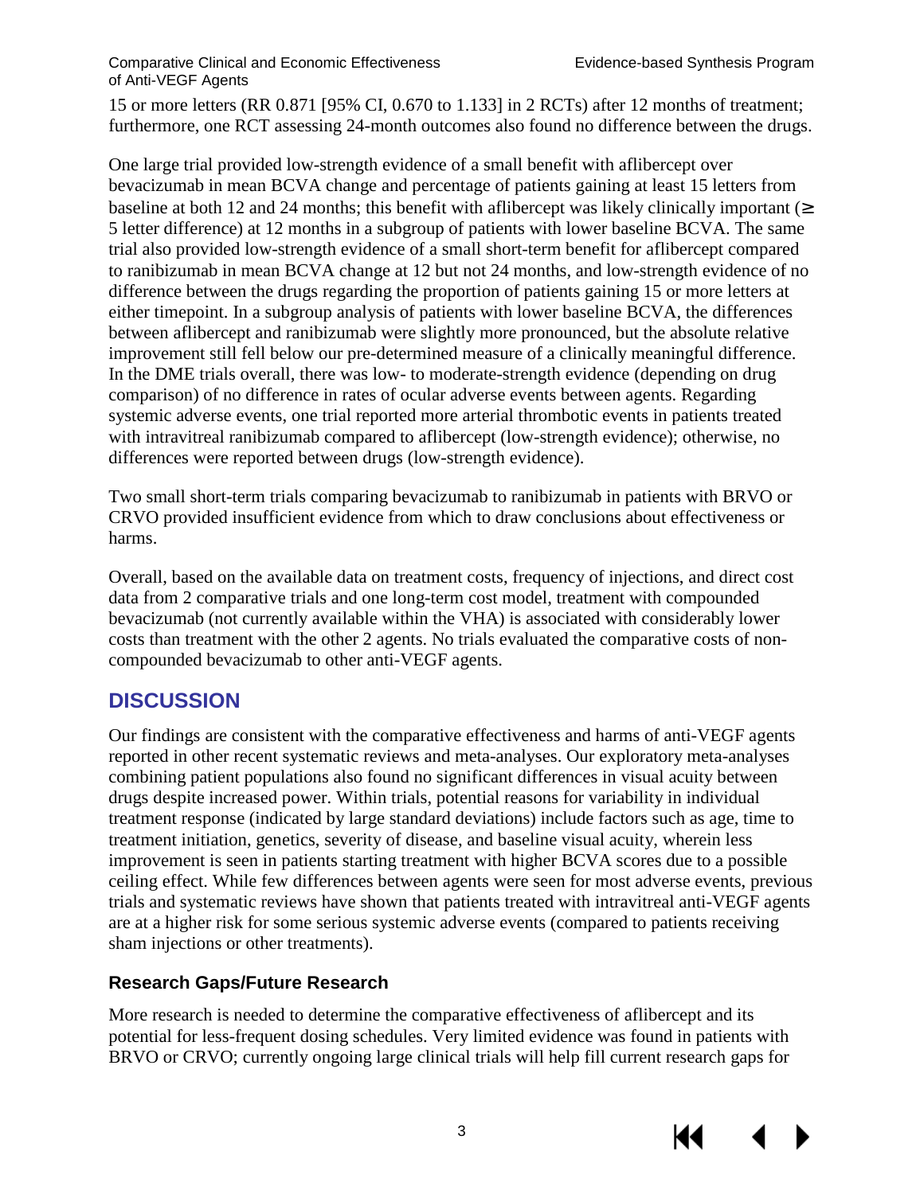15 or more letters (RR 0.871 [95% CI, 0.670 to 1.133] in 2 RCTs) after 12 months of treatment; furthermore, one RCT assessing 24-month outcomes also found no difference between the drugs.

One large trial provided low-strength evidence of a small benefit with aflibercept over bevacizumab in mean BCVA change and percentage of patients gaining at least 15 letters from baseline at both 12 and 24 months; this benefit with aflibercept was likely clinically important (≥ 5 letter difference) at 12 months in a subgroup of patients with lower baseline BCVA. The same trial also provided low-strength evidence of a small short-term benefit for aflibercept compared to ranibizumab in mean BCVA change at 12 but not 24 months, and low-strength evidence of no difference between the drugs regarding the proportion of patients gaining 15 or more letters at either timepoint. In a subgroup analysis of patients with lower baseline BCVA, the differences between aflibercept and ranibizumab were slightly more pronounced, but the absolute relative improvement still fell below our pre-determined measure of a clinically meaningful difference. In the DME trials overall, there was low- to moderate-strength evidence (depending on drug comparison) of no difference in rates of ocular adverse events between agents. Regarding systemic adverse events, one trial reported more arterial thrombotic events in patients treated with intravitreal ranibizumab compared to aflibercept (low-strength evidence); otherwise, no differences were reported between drugs (low-strength evidence).

Two small short-term trials comparing bevacizumab to ranibizumab in patients with BRVO or CRVO provided insufficient evidence from which to draw conclusions about effectiveness or harms.

Overall, based on the available data on treatment costs, frequency of injections, and direct cost data from 2 comparative trials and one long-term cost model, treatment with compounded bevacizumab (not currently available within the VHA) is associated with considerably lower costs than treatment with the other 2 agents. No trials evaluated the comparative costs of non-compounded bevacizumab to other anti-VEGF agents.

## DISCUSSION

Our findings are consistent with the comparative effectiveness and harms of anti-VEGF agents reported in other recent systematic reviews and meta-analyses. Our exploratory meta-analyses combining patient populations also found no significant differences in visual acuity between drugs despite increased power. Within trials, potential reasons for variability in individual treatment response (indicated by large standard deviations) include factors such as age, time to treatment initiation, genetics, severity of disease, and baseline visual acuity, wherein less improvement is seen in patients starting treatment with higher BCVA scores due to a possible ceiling effect. While few differences between agents were seen for most adverse events, previous trials and systematic reviews have shown that patients treated with intravitreal anti-VEGF agents are at a higher risk for some serious systemic adverse events (compared to patients receiving sham injections or other treatments).

### Research Gaps/Future Research

More research is needed to determine the comparative effectiveness of aflibercept and its potential for less-frequent dosing schedules. Very limited evidence was found in patients with BRVO or CRVO; currently ongoing large clinical trials will help fill current research gaps for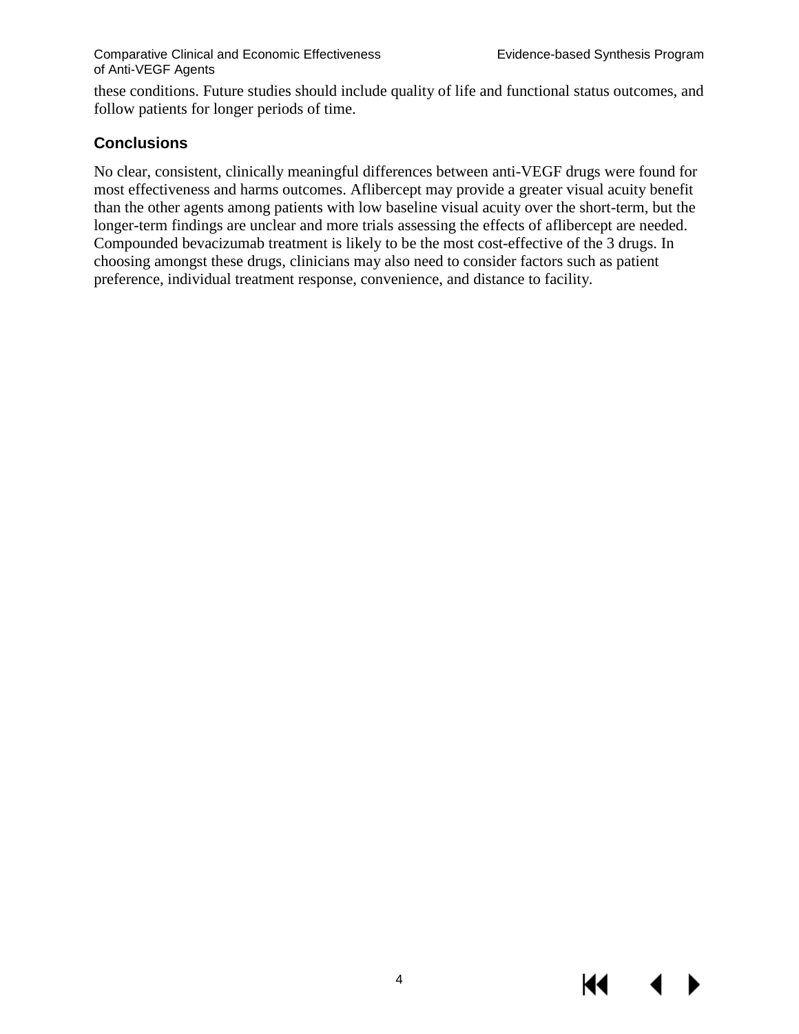these conditions. Future studies should include quality of life and functional status outcomes, and follow patients for longer periods of time.

## Conclusions

No clear, consistent, clinically meaningful differences between anti-VEGF drugs were found for most effectiveness and harms outcomes. Aflibercept may provide a greater visual acuity benefit than the other agents among patients with low baseline visual acuity over the short-term, but the longer-term findings are unclear and more trials assessing the effects of aflibercept are needed. Compounded bevacizumab treatment is likely to be the most cost-effective of the 3 drugs. In choosing amongst these drugs, clinicians may also need to consider factors such as patient preference, individual treatment response, convenience, and distance to facility.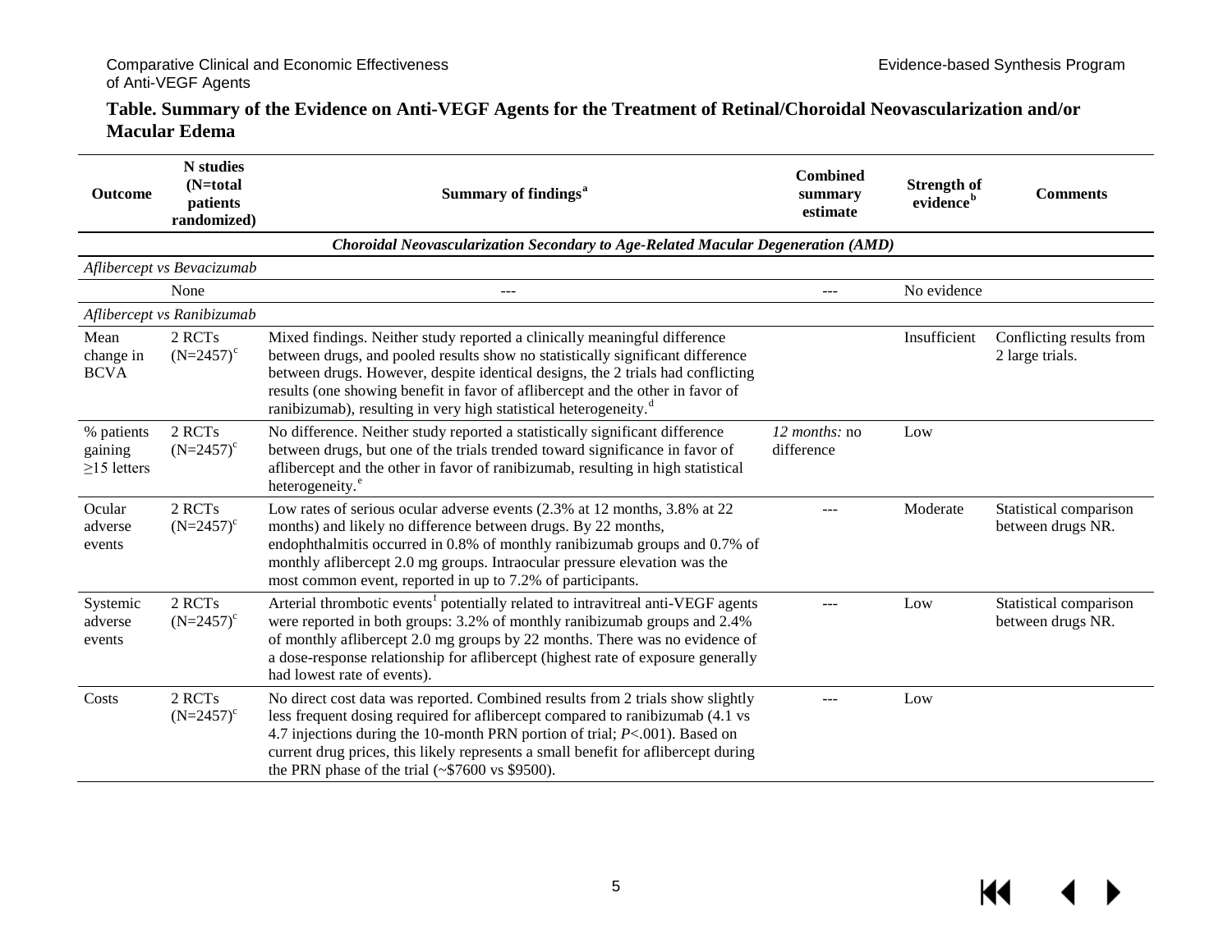**Table. Summary of the Evidence on Anti-VEGF Agents for the Treatment of Retinal/Choroidal Neovascularization and/or Macular Edema**

| Outcome | N studies (N=total patients randomized) | Summary of findings[a] | Combined summary estimate | Strength of evidence[b] | Comments |
|---|---|---|---|---|---|
| ***Choroidal Neovascularization Secondary to Age-Related Macular Degeneration (AMD)*** | | | | | |
| *Aflibercept vs Bevacizumab* | | | | | |
| | None | --- | --- | No evidence | |
| *Aflibercept vs Ranibizumab* | | | | | |
| Mean change in BCVA | 2 RCTs (N=2457)[c] | Mixed findings. Neither study reported a clinically meaningful difference between drugs, and pooled results show no statistically significant difference between drugs. However, despite identical designs, the 2 trials had conflicting results (one showing benefit in favor of aflibercept and the other in favor of ranibizumab), resulting in very high statistical heterogeneity.[d] | | Insufficient | Conflicting results from 2 large trials. |
| % patients gaining ≥15 letters | 2 RCTs (N=2457)[c] | No difference. Neither study reported a statistically significant difference between drugs, but one of the trials trended toward significance in favor of aflibercept and the other in favor of ranibizumab, resulting in high statistical heterogeneity.[e] | *12 months:* no difference | Low | |
| Ocular adverse events | 2 RCTs (N=2457)[c] | Low rates of serious ocular adverse events (2.3% at 12 months, 3.8% at 22 months) and likely no difference between drugs. By 22 months, endophthalmitis occurred in 0.8% of monthly ranibizumab groups and 0.7% of monthly aflibercept 2.0 mg groups. Intraocular pressure elevation was the most common event, reported in up to 7.2% of participants. | --- | Moderate | Statistical comparison between drugs NR. |
| Systemic adverse events | 2 RCTs (N=2457)[c] | Arterial thrombotic events[f] potentially related to intravitreal anti-VEGF agents were reported in both groups: 3.2% of monthly ranibizumab groups and 2.4% of monthly aflibercept 2.0 mg groups by 22 months. There was no evidence of a dose-response relationship for aflibercept (highest rate of exposure generally had lowest rate of events). | --- | Low | Statistical comparison between drugs NR. |
| Costs | 2 RCTs (N=2457)[c] | No direct cost data was reported. Combined results from 2 trials show slightly less frequent dosing required for aflibercept compared to ranibizumab (4.1 vs 4.7 injections during the 10-month PRN portion of trial; $P<.001$). Based on current drug prices, this likely represents a small benefit for aflibercept during the PRN phase of the trial (~$7600 vs $9500). | --- | Low | |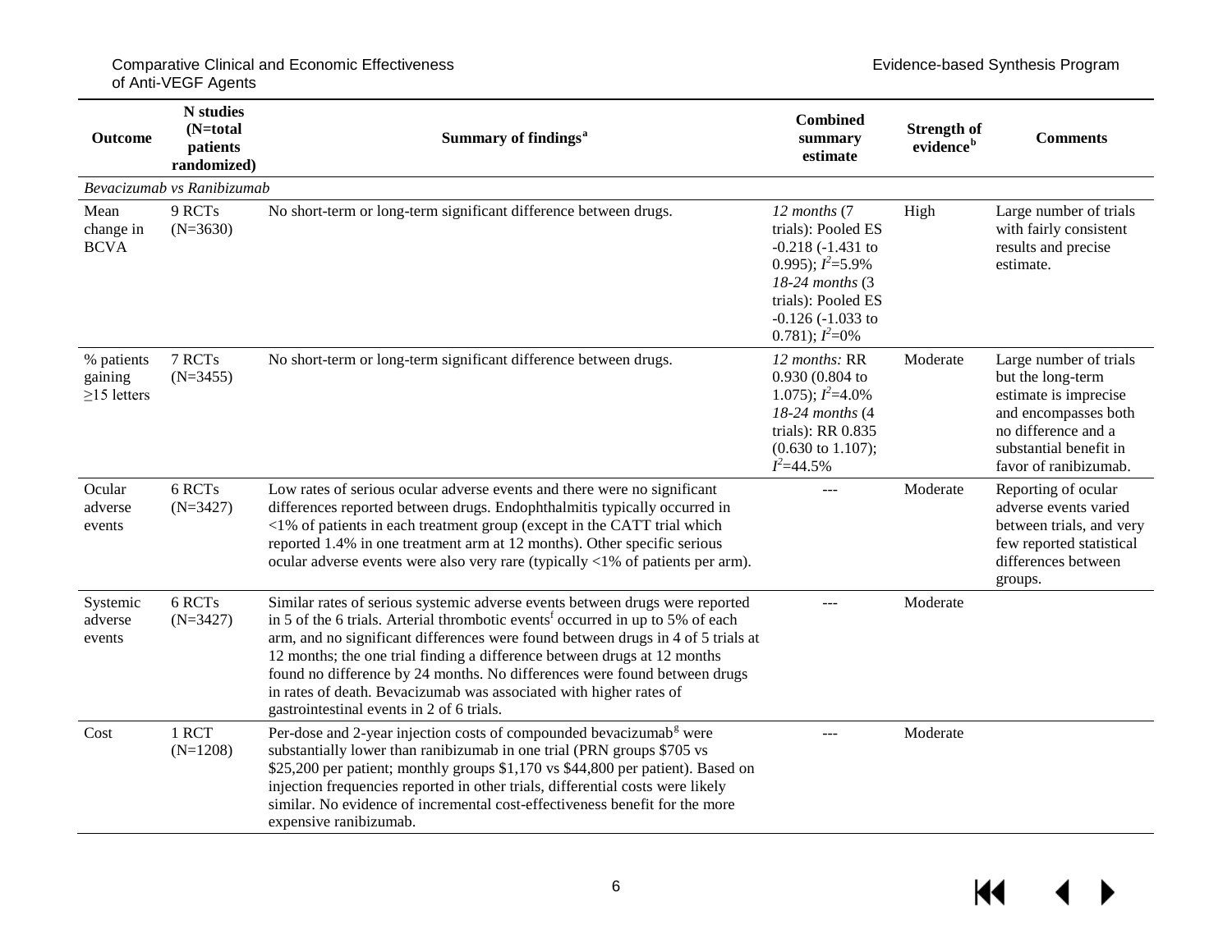| Outcome | N studies (N=total patients randomized) | Summary of findings[a] | Combined summary estimate | Strength of evidence[b] | Comments |
|---|---|---|---|---|---|
| *Bevacizumab vs Ranibizumab* | | | | | |
| Mean change in BCVA | 9 RCTs (N=3630) | No short-term or long-term significant difference between drugs. | *12 months* (7 trials): Pooled ES -0.218 (-1.431 to 0.995); $I^2$=5.9% *18-24 months* (3 trials): Pooled ES -0.126 (-1.033 to 0.781); $I^2$=0% | High | Large number of trials with fairly consistent results and precise estimate. |
| % patients gaining ≥15 letters | 7 RCTs (N=3455) | No short-term or long-term significant difference between drugs. | *12 months:* RR 0.930 (0.804 to 1.075); $I^2$=4.0% *18-24 months* (4 trials): RR 0.835 (0.630 to 1.107); $I^2$=44.5% | Moderate | Large number of trials but the long-term estimate is imprecise and encompasses both no difference and a substantial benefit in favor of ranibizumab. |
| Ocular adverse events | 6 RCTs (N=3427) | Low rates of serious ocular adverse events and there were no significant differences reported between drugs. Endophthalmitis typically occurred in <1% of patients in each treatment group (except in the CATT trial which reported 1.4% in one treatment arm at 12 months). Other specific serious ocular adverse events were also very rare (typically <1% of patients per arm). | --- | Moderate | Reporting of ocular adverse events varied between trials, and very few reported statistical differences between groups. |
| Systemic adverse events | 6 RCTs (N=3427) | Similar rates of serious systemic adverse events between drugs were reported in 5 of the 6 trials. Arterial thrombotic events[f] occurred in up to 5% of each arm, and no significant differences were found between drugs in 4 of 5 trials at 12 months; the one trial finding a difference between drugs at 12 months found no difference by 24 months. No differences were found between drugs in rates of death. Bevacizumab was associated with higher rates of gastrointestinal events in 2 of 6 trials. | --- | Moderate | |
| Cost | 1 RCT (N=1208) | Per-dose and 2-year injection costs of compounded bevacizumab[g] were substantially lower than ranibizumab in one trial (PRN groups $705 vs $25,200 per patient; monthly groups $1,170 vs $44,800 per patient). Based on injection frequencies reported in other trials, differential costs were likely similar. No evidence of incremental cost-effectiveness benefit for the more expensive ranibizumab. | --- | Moderate | |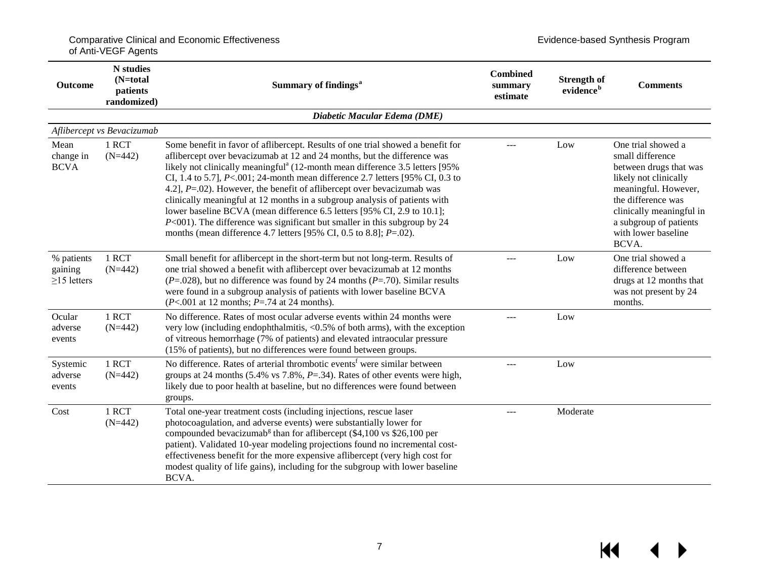| Outcome | N studies (N=total patients randomized) | Summary of findings[a] | Combined summary estimate | Strength of evidence[b] | Comments |
|---|---|---|---|---|---|
| | | ***Diabetic Macular Edema (DME)*** | | | |
| *Aflibercept vs Bevacizumab* | | | | | |
| Mean change in BCVA | 1 RCT (N=442) | Some benefit in favor of aflibercept. Results of one trial showed a benefit for aflibercept over bevacizumab at 12 and 24 months, but the difference was likely not clinically meaningful[a] (12-month mean difference 3.5 letters [95% CI, 1.4 to 5.7], $P$<.001; 24-month mean difference 2.7 letters [95% CI, 0.3 to 4.2], $P$=.02). However, the benefit of aflibercept over bevacizumab was clinically meaningful at 12 months in a subgroup analysis of patients with lower baseline BCVA (mean difference 6.5 letters [95% CI, 2.9 to 10.1]; $P$<001). The difference was significant but smaller in this subgroup by 24 months (mean difference 4.7 letters [95% CI, 0.5 to 8.8]; $P$=.02). | --- | Low | One trial showed a small difference between drugs that was likely not clinically meaningful. However, the difference was clinically meaningful in a subgroup of patients with lower baseline BCVA. |
| % patients gaining ≥15 letters | 1 RCT (N=442) | Small benefit for aflibercept in the short-term but not long-term. Results of one trial showed a benefit with aflibercept over bevacizumab at 12 months ($P$=.028), but no difference was found by 24 months ($P$=.70). Similar results were found in a subgroup analysis of patients with lower baseline BCVA ($P$<.001 at 12 months; $P$=.74 at 24 months). | --- | Low | One trial showed a difference between drugs at 12 months that was not present by 24 months. |
| Ocular adverse events | 1 RCT (N=442) | No difference. Rates of most ocular adverse events within 24 months were very low (including endophthalmitis, <0.5% of both arms), with the exception of vitreous hemorrhage (7% of patients) and elevated intraocular pressure (15% of patients), but no differences were found between groups. | --- | Low | |
| Systemic adverse events | 1 RCT (N=442) | No difference. Rates of arterial thrombotic events[f] were similar between groups at 24 months (5.4% vs 7.8%, $P$=.34). Rates of other events were high, likely due to poor health at baseline, but no differences were found between groups. | --- | Low | |
| Cost | 1 RCT (N=442) | Total one-year treatment costs (including injections, rescue laser photocoagulation, and adverse events) were substantially lower for compounded bevacizumab[g] than for aflibercept ($4,100 vs $26,100 per patient). Validated 10-year modeling projections found no incremental cost-effectiveness benefit for the more expensive aflibercept (very high cost for modest quality of life gains), including for the subgroup with lower baseline BCVA. | --- | Moderate | |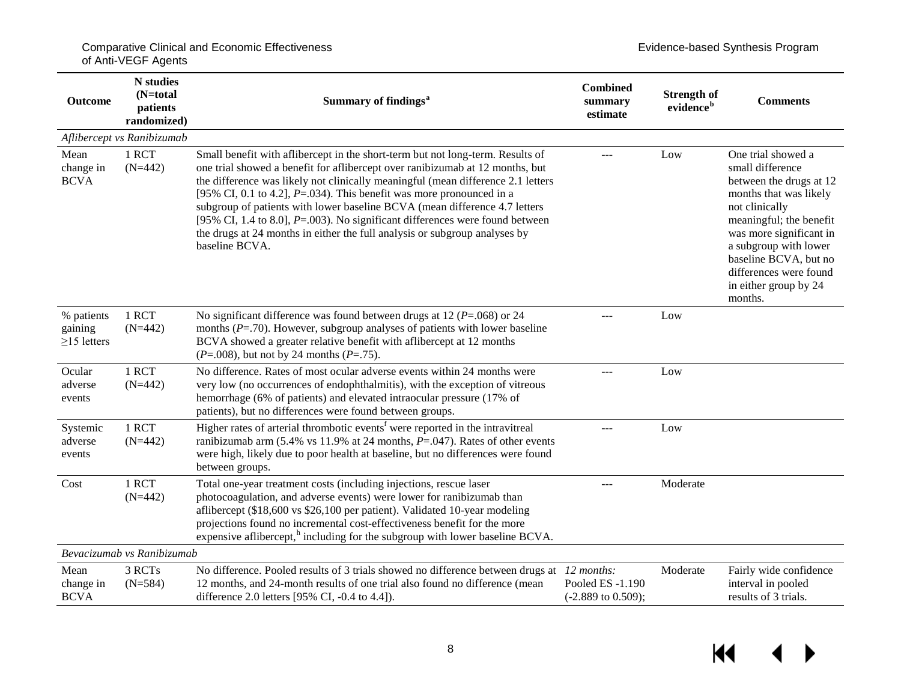| Outcome | N studies (N=total patients randomized) | Summary of findings[a] | Combined summary estimate | Strength of evidence[b] | Comments |
|---|---|---|---|---|---|
| *Aflibercept vs Ranibizumab* | | | | | |
| Mean change in BCVA | 1 RCT (N=442) | Small benefit with aflibercept in the short-term but not long-term. Results of one trial showed a benefit for aflibercept over ranibizumab at 12 months, but the difference was likely not clinically meaningful (mean difference 2.1 letters [95% CI, 0.1 to 4.2], *P*=.034). This benefit was more pronounced in a subgroup of patients with lower baseline BCVA (mean difference 4.7 letters [95% CI, 1.4 to 8.0], *P*=.003). No significant differences were found between the drugs at 24 months in either the full analysis or subgroup analyses by baseline BCVA. | --- | Low | One trial showed a small difference between the drugs at 12 months that was likely not clinically meaningful; the benefit was more significant in a subgroup with lower baseline BCVA, but no differences were found in either group by 24 months. |
| % patients gaining ≥15 letters | 1 RCT (N=442) | No significant difference was found between drugs at 12 (*P*=.068) or 24 months (*P*=.70). However, subgroup analyses of patients with lower baseline BCVA showed a greater relative benefit with aflibercept at 12 months (*P*=.008), but not by 24 months (*P*=.75). | --- | Low | |
| Ocular adverse events | 1 RCT (N=442) | No difference. Rates of most ocular adverse events within 24 months were very low (no occurrences of endophthalmitis), with the exception of vitreous hemorrhage (6% of patients) and elevated intraocular pressure (17% of patients), but no differences were found between groups. | --- | Low | |
| Systemic adverse events | 1 RCT (N=442) | Higher rates of arterial thrombotic events[f] were reported in the intravitreal ranibizumab arm (5.4% vs 11.9% at 24 months, *P*=.047). Rates of other events were high, likely due to poor health at baseline, but no differences were found between groups. | --- | Low | |
| Cost | 1 RCT (N=442) | Total one-year treatment costs (including injections, rescue laser photocoagulation, and adverse events) were lower for ranibizumab than aflibercept ($18,600 vs $26,100 per patient). Validated 10-year modeling projections found no incremental cost-effectiveness benefit for the more expensive aflibercept,[h] including for the subgroup with lower baseline BCVA. | --- | Moderate | |
| *Bevacizumab vs Ranibizumab* | | | | | |
| Mean change in BCVA | 3 RCTs (N=584) | No difference. Pooled results of 3 trials showed no difference between drugs at 12 months, and 24-month results of one trial also found no difference (mean difference 2.0 letters [95% CI, -0.4 to 4.4]). | *12 months:* Pooled ES -1.190 (-2.889 to 0.509); | Moderate | Fairly wide confidence interval in pooled results of 3 trials. |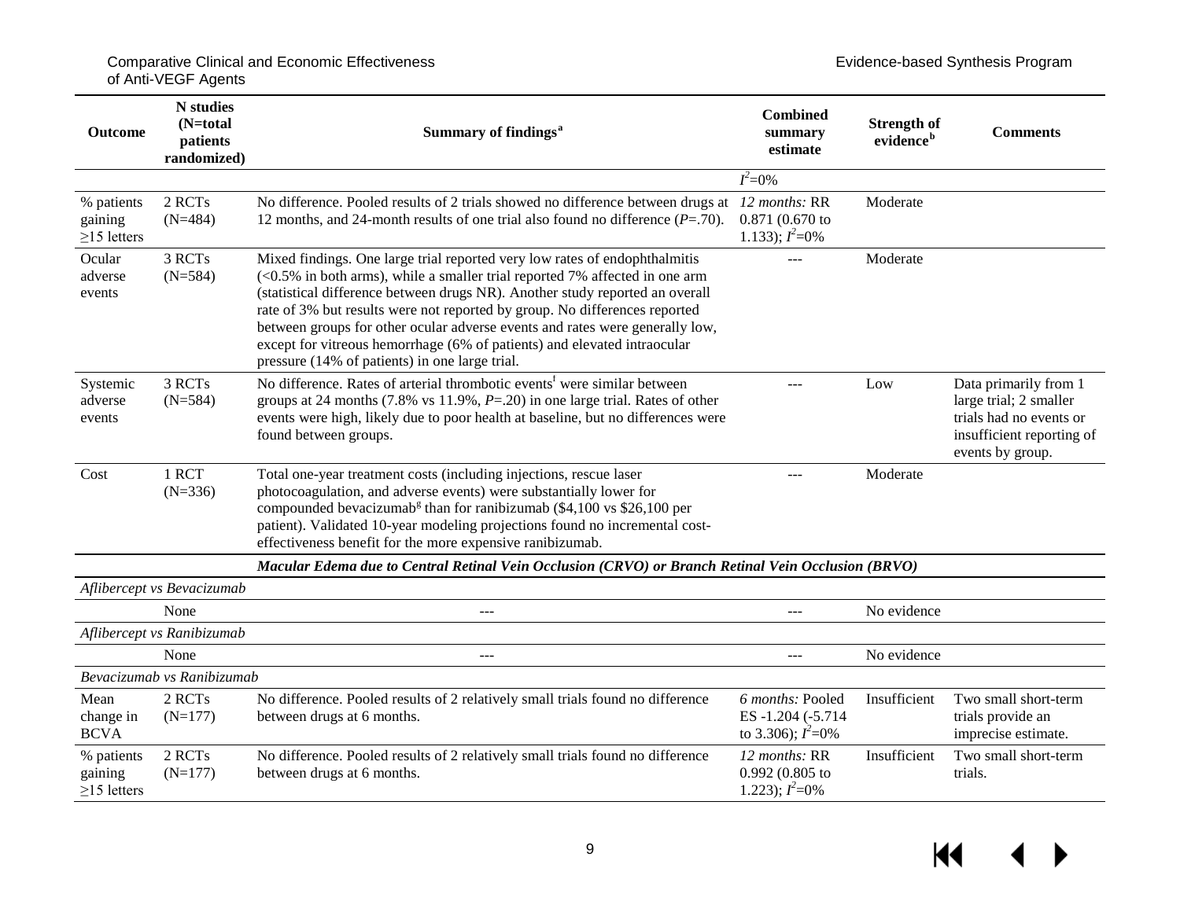| Outcome | N studies (N=total patients randomized) | Summary of findings[a] | Combined summary estimate | Strength of evidence[b] | Comments |
|---|---|---|---|---|---|
| | | | $I^2$=0% | | |
| % patients gaining ≥15 letters | 2 RCTs (N=484) | No difference. Pooled results of 2 trials showed no difference between drugs at 12 months, and 24-month results of one trial also found no difference (*P*=.70). | *12 months:* RR 0.871 (0.670 to 1.133); $I^2$=0% | Moderate | |
| Ocular adverse events | 3 RCTs (N=584) | Mixed findings. One large trial reported very low rates of endophthalmitis (<0.5% in both arms), while a smaller trial reported 7% affected in one arm (statistical difference between drugs NR). Another study reported an overall rate of 3% but results were not reported by group. No differences reported between groups for other ocular adverse events and rates were generally low, except for vitreous hemorrhage (6% of patients) and elevated intraocular pressure (14% of patients) in one large trial. | --- | Moderate | |
| Systemic adverse events | 3 RCTs (N=584) | No difference. Rates of arterial thrombotic events[f] were similar between groups at 24 months (7.8% vs 11.9%, *P*=.20) in one large trial. Rates of other events were high, likely due to poor health at baseline, but no differences were found between groups. | --- | Low | Data primarily from 1 large trial; 2 smaller trials had no events or insufficient reporting of events by group. |
| Cost | 1 RCT (N=336) | Total one-year treatment costs (including injections, rescue laser photocoagulation, and adverse events) were substantially lower for compounded bevacizumab[g] than for ranibizumab ($4,100 vs $26,100 per patient). Validated 10-year modeling projections found no incremental cost-effectiveness benefit for the more expensive ranibizumab. | --- | Moderate | |
| | | ***Macular Edema due to Central Retinal Vein Occlusion (CRVO) or Branch Retinal Vein Occlusion (BRVO)*** | | | |
| *Aflibercept vs Bevacizumab* | | | | | |
| | None | --- | --- | No evidence | |
| *Aflibercept vs Ranibizumab* | | | | | |
| | None | --- | --- | No evidence | |
| *Bevacizumab vs Ranibizumab* | | | | | |
| Mean change in BCVA | 2 RCTs (N=177) | No difference. Pooled results of 2 relatively small trials found no difference between drugs at 6 months. | *6 months:* Pooled ES -1.204 (-5.714 to 3.306); $I^2$=0% | Insufficient | Two small short-term trials provide an imprecise estimate. |
| % patients gaining ≥15 letters | 2 RCTs (N=177) | No difference. Pooled results of 2 relatively small trials found no difference between drugs at 6 months. | *12 months:* RR 0.992 (0.805 to 1.223); $I^2$=0% | Insufficient | Two small short-term trials. |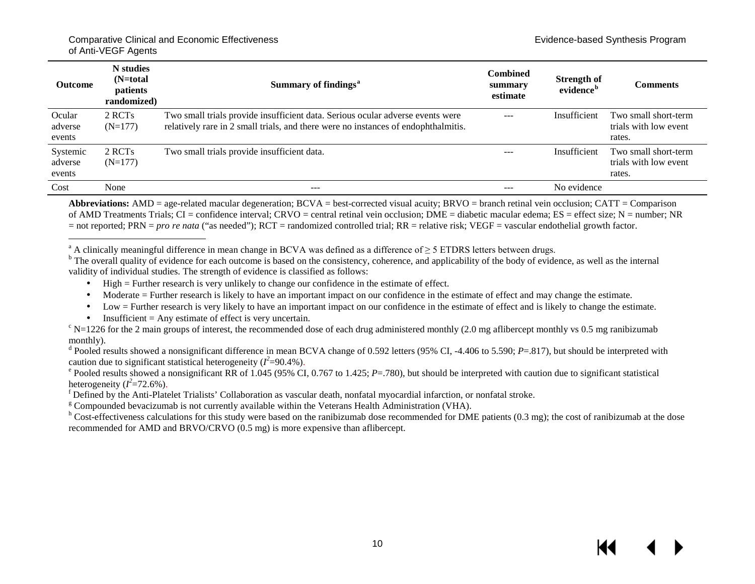| Outcome | N studies (N=total patients randomized) | Summary of findings[a] | Combined summary estimate | Strength of evidence[b] | Comments |
|---|---|---|---|---|---|
| Ocular adverse events | 2 RCTs (N=177) | Two small trials provide insufficient data. Serious ocular adverse events were relatively rare in 2 small trials, and there were no instances of endophthalmitis. | --- | Insufficient | Two small short-term trials with low event rates. |
| Systemic adverse events | 2 RCTs (N=177) | Two small trials provide insufficient data. | --- | Insufficient | Two small short-term trials with low event rates. |
| Cost | None | --- | --- | No evidence | |

**Abbreviations:** AMD = age-related macular degeneration; BCVA = best-corrected visual acuity; BRVO = branch retinal vein occlusion; CATT = Comparison of AMD Treatments Trials; CI = confidence interval; CRVO = central retinal vein occlusion; DME = diabetic macular edema; ES = effect size; N = number; NR = not reported; PRN = *pro re nata* ("as needed"); RCT = randomized controlled trial; RR = relative risk; VEGF = vascular endothelial growth factor.

[a] A clinically meaningful difference in mean change in BCVA was defined as a difference of ≥ 5 ETDRS letters between drugs.

[b] The overall quality of evidence for each outcome is based on the consistency, coherence, and applicability of the body of evidence, as well as the internal validity of individual studies. The strength of evidence is classified as follows:

- High = Further research is very unlikely to change our confidence in the estimate of effect.
- Moderate = Further research is likely to have an important impact on our confidence in the estimate of effect and may change the estimate.
- Low = Further research is very likely to have an important impact on our confidence in the estimate of effect and is likely to change the estimate.
- Insufficient = Any estimate of effect is very uncertain.

[c] N=1226 for the 2 main groups of interest, the recommended dose of each drug administered monthly (2.0 mg aflibercept monthly vs 0.5 mg ranibizumab monthly).

[d] Pooled results showed a nonsignificant difference in mean BCVA change of 0.592 letters (95% CI, -4.406 to 5.590; *P*=.817), but should be interpreted with caution due to significant statistical heterogeneity ($I^2$=90.4%).

[e] Pooled results showed a nonsignificant RR of 1.045 (95% CI, 0.767 to 1.425; *P*=.780), but should be interpreted with caution due to significant statistical heterogeneity ($I^2$=72.6%).

[f] Defined by the Anti-Platelet Trialists' Collaboration as vascular death, nonfatal myocardial infarction, or nonfatal stroke.

[g] Compounded bevacizumab is not currently available within the Veterans Health Administration (VHA).

[h] Cost-effectiveness calculations for this study were based on the ranibizumab dose recommended for DME patients (0.3 mg); the cost of ranibizumab at the dose recommended for AMD and BRVO/CRVO (0.5 mg) is more expensive than aflibercept.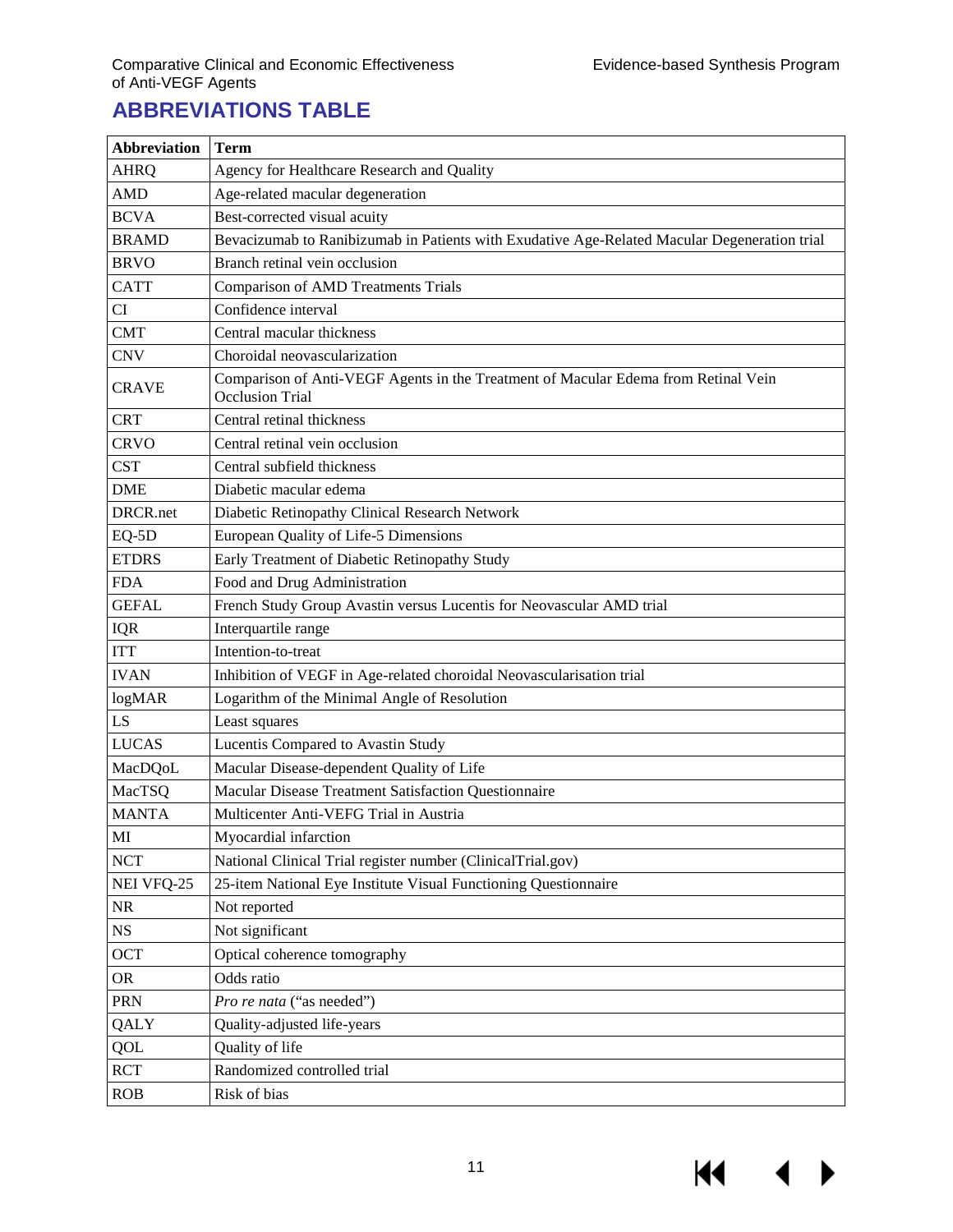## ABBREVIATIONS TABLE

| Abbreviation | Term |
|---|---|
| AHRQ | Agency for Healthcare Research and Quality |
| AMD | Age-related macular degeneration |
| BCVA | Best-corrected visual acuity |
| BRAMD | Bevacizumab to Ranibizumab in Patients with Exudative Age-Related Macular Degeneration trial |
| BRVO | Branch retinal vein occlusion |
| CATT | Comparison of AMD Treatments Trials |
| CI | Confidence interval |
| CMT | Central macular thickness |
| CNV | Choroidal neovascularization |
| CRAVE | Comparison of Anti-VEGF Agents in the Treatment of Macular Edema from Retinal Vein Occlusion Trial |
| CRT | Central retinal thickness |
| CRVO | Central retinal vein occlusion |
| CST | Central subfield thickness |
| DME | Diabetic macular edema |
| DRCR.net | Diabetic Retinopathy Clinical Research Network |
| EQ-5D | European Quality of Life-5 Dimensions |
| ETDRS | Early Treatment of Diabetic Retinopathy Study |
| FDA | Food and Drug Administration |
| GEFAL | French Study Group Avastin versus Lucentis for Neovascular AMD trial |
| IQR | Interquartile range |
| ITT | Intention-to-treat |
| IVAN | Inhibition of VEGF in Age-related choroidal Neovascularisation trial |
| logMAR | Logarithm of the Minimal Angle of Resolution |
| LS | Least squares |
| LUCAS | Lucentis Compared to Avastin Study |
| MacDQoL | Macular Disease-dependent Quality of Life |
| MacTSQ | Macular Disease Treatment Satisfaction Questionnaire |
| MANTA | Multicenter Anti-VEFG Trial in Austria |
| MI | Myocardial infarction |
| NCT | National Clinical Trial register number (ClinicalTrial.gov) |
| NEI VFQ-25 | 25-item National Eye Institute Visual Functioning Questionnaire |
| NR | Not reported |
| NS | Not significant |
| OCT | Optical coherence tomography |
| OR | Odds ratio |
| PRN | *Pro re nata* ("as needed") |
| QALY | Quality-adjusted life-years |
| QOL | Quality of life |
| RCT | Randomized controlled trial |
| ROB | Risk of bias |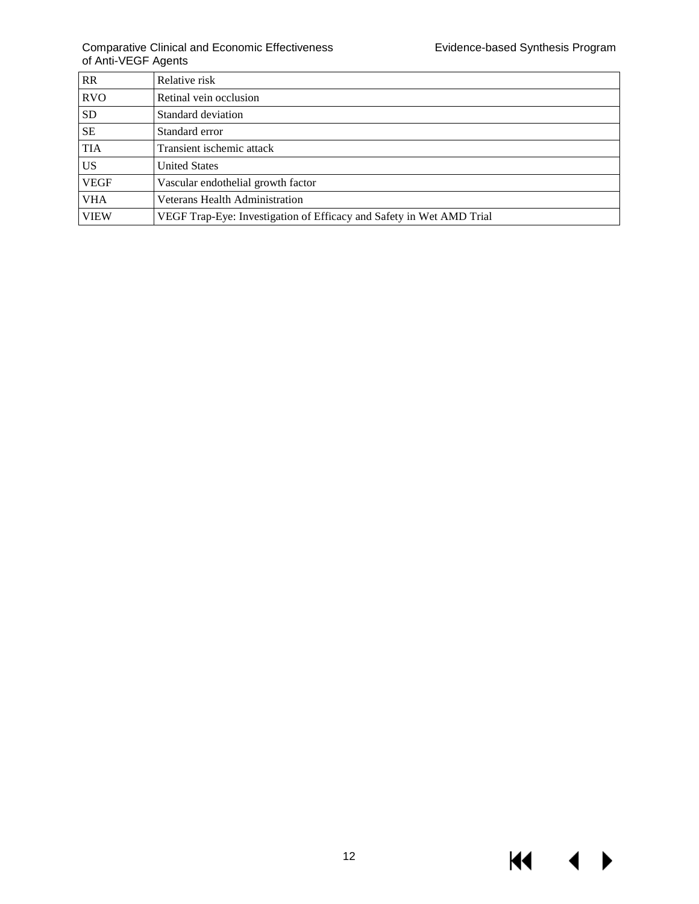| | |
|---|---|
| RR | Relative risk |
| RVO | Retinal vein occlusion |
| SD | Standard deviation |
| SE | Standard error |
| TIA | Transient ischemic attack |
| US | United States |
| VEGF | Vascular endothelial growth factor |
| VHA | Veterans Health Administration |
| VIEW | VEGF Trap-Eye: Investigation of Efficacy and Safety in Wet AMD Trial |